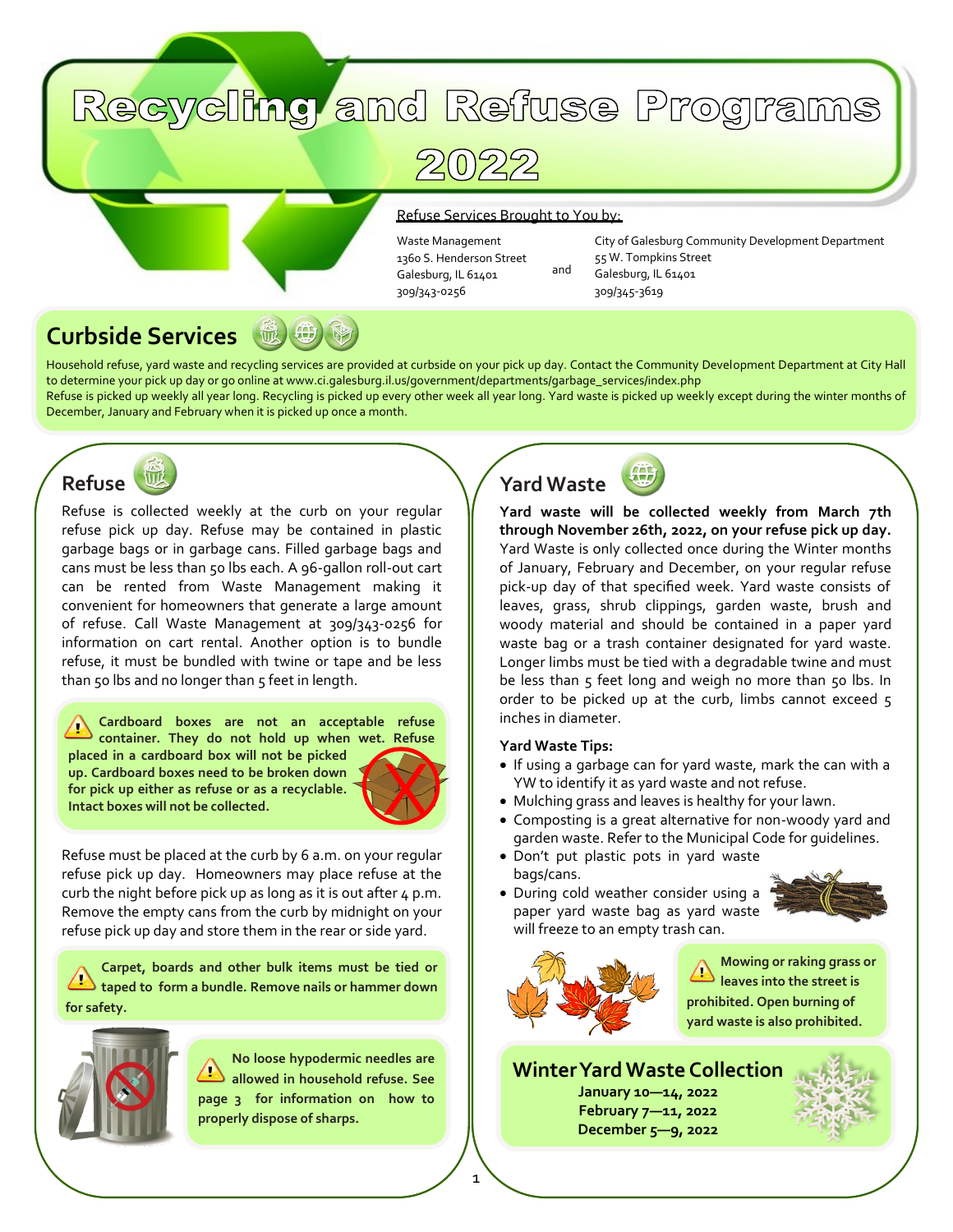# Recycling and Refuse Programs 2022

Refuse Services Brought to You by:

Waste Management
1360 S. Henderson Street
Galesburg, IL 61401
309/343-0256

and

City of Galesburg Community Development Department
55 W. Tompkins Street
Galesburg, IL 61401
309/345-3619

## Curbside Services

Household refuse, yard waste and recycling services are provided at curbside on your pick up day. Contact the Community Development Department at City Hall to determine your pick up day or go online at www.ci.galesburg.il.us/government/departments/garbage_services/index.php
Refuse is picked up weekly all year long. Recycling is picked up every other week all year long. Yard waste is picked up weekly except during the winter months of December, January and February when it is picked up once a month.

## Refuse

Refuse is collected weekly at the curb on your regular refuse pick up day. Refuse may be contained in plastic garbage bags or in garbage cans. Filled garbage bags and cans must be less than 50 lbs each. A 96-gallon roll-out cart can be rented from Waste Management making it convenient for homeowners that generate a large amount of refuse. Call Waste Management at 309/343-0256 for information on cart rental. Another option is to bundle refuse, it must be bundled with twine or tape and be less than 50 lbs and no longer than 5 feet in length.

**Cardboard boxes are not an acceptable refuse container. They do not hold up when wet. Refuse placed in a cardboard box will not be picked up. Cardboard boxes need to be broken down for pick up either as refuse or as a recyclable. Intact boxes will not be collected.**

Refuse must be placed at the curb by 6 a.m. on your regular refuse pick up day. Homeowners may place refuse at the curb the night before pick up as long as it is out after 4 p.m. Remove the empty cans from the curb by midnight on your refuse pick up day and store them in the rear or side yard.

**Carpet, boards and other bulk items must be tied or taped to form a bundle. Remove nails or hammer down for safety.**

**No loose hypodermic needles are allowed in household refuse. See page 3 for information on how to properly dispose of sharps.**

## Yard Waste

**Yard waste will be collected weekly from March 7th through November 26th, 2022, on your refuse pick up day.** Yard Waste is only collected once during the Winter months of January, February and December, on your regular refuse pick-up day of that specified week. Yard waste consists of leaves, grass, shrub clippings, garden waste, brush and woody material and should be contained in a paper yard waste bag or a trash container designated for yard waste. Longer limbs must be tied with a degradable twine and must be less than 5 feet long and weigh no more than 50 lbs. In order to be picked up at the curb, limbs cannot exceed 5 inches in diameter.

**Yard Waste Tips:**

- If using a garbage can for yard waste, mark the can with a YW to identify it as yard waste and not refuse.
- Mulching grass and leaves is healthy for your lawn.
- Composting is a great alternative for non-woody yard and garden waste. Refer to the Municipal Code for guidelines.
- Don't put plastic pots in yard waste bags/cans.
- During cold weather consider using a paper yard waste bag as yard waste will freeze to an empty trash can.

**Mowing or raking grass or leaves into the street is prohibited. Open burning of yard waste is also prohibited.**

### Winter Yard Waste Collection

**January 10—14, 2022**
**February 7—11, 2022**
**December 5—9, 2022**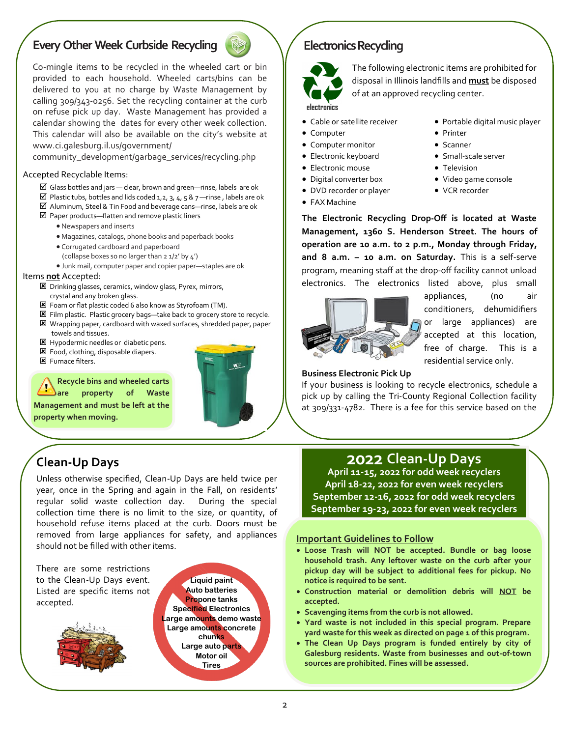## Every Other Week Curbside Recycling

Co-mingle items to be recycled in the wheeled cart or bin provided to each household. Wheeled carts/bins can be delivered to you at no charge by Waste Management by calling 309/343-0256. Set the recycling container at the curb on refuse pick up day. Waste Management has provided a calendar showing the dates for every other week collection. This calendar will also be available on the city's website at www.ci.galesburg.il.us/government/community_development/garbage_services/recycling.php

Accepted Recyclable Items:

- ☑ Glass bottles and jars — clear, brown and green—rinse, labels are ok
- ☑ Plastic tubs, bottles and lids coded 1,2, 3, 4, 5 & 7—rinse , labels are ok
- ☑ Aluminum, Steel & Tin Food and beverage cans—rinse, labels are ok
- ☑ Paper products—flatten and remove plastic liners
  - Newspapers and inserts
  - Magazines, catalogs, phone books and paperback books
  - Corrugated cardboard and paperboard (collapse boxes so no larger than 2 1/2' by 4')
  - Junk mail, computer paper and copier paper—staples are ok

Items **not** Accepted:

- ☒ Drinking glasses, ceramics, window glass, Pyrex, mirrors, crystal and any broken glass.
- ☒ Foam or flat plastic coded 6 also know as Styrofoam (TM).
- ☒ Film plastic. Plastic grocery bags—take back to grocery store to recycle.
- ☒ Wrapping paper, cardboard with waxed surfaces, shredded paper, paper towels and tissues.
- ☒ Hypodermic needles or diabetic pens.
- ☒ Food, clothing, disposable diapers.
- ☒ Furnace filters.

**Recycle bins and wheeled carts are property of Waste Management and must be left at the property when moving.**

## Electronics Recycling

The following electronic items are prohibited for disposal in Illinois landfills and **must** be disposed of at an approved recycling center.

- Cable or satellite receiver
- Computer
- Computer monitor
- Electronic keyboard
- Electronic mouse
- Digital converter box
- DVD recorder or player
- FAX Machine
- Portable digital music player
- Printer
- Scanner
- Small-scale server
- Television
- Video game console
- VCR recorder

**The Electronic Recycling Drop-Off is located at Waste Management, 1360 S. Henderson Street. The hours of operation are 10 a.m. to 2 p.m., Monday through Friday, and 8 a.m. – 10 a.m. on Saturday.** This is a self-serve program, meaning staff at the drop-off facility cannot unload electronics. The electronics listed above, plus small appliances, (no air conditioners, dehumidifiers or large appliances) are accepted at this location, free of charge. This is a residential service only.

**Business Electronic Pick Up**

If your business is looking to recycle electronics, schedule a pick up by calling the Tri-County Regional Collection facility at 309/331-4782. There is a fee for this service based on the

## Clean-Up Days

Unless otherwise specified, Clean-Up Days are held twice per year, once in the Spring and again in the Fall, on residents' regular solid waste collection day. During the special collection time there is no limit to the size, or quantity, of household refuse items placed at the curb. Doors must be removed from large appliances for safety, and appliances should not be filled with other items.

There are some restrictions to the Clean-Up Days event. Listed are specific items not accepted.

**Liquid paint**
**Auto batteries**
**Propone tanks**
**Specified Electronics**
**Large amounts demo waste**
**Large amounts concrete chunks**
**Large auto parts**
**Motor oil**
**Tires**

## 2022 Clean-Up Days

**April 11-15, 2022 for odd week recyclers**
**April 18-22, 2022 for even week recyclers**
**September 12-16, 2022 for odd week recyclers**
**September 19-23, 2022 for even week recyclers**

### Important Guidelines to Follow

- **Loose Trash will NOT be accepted. Bundle or bag loose household trash. Any leftover waste on the curb after your pickup day will be subject to additional fees for pickup. No notice is required to be sent.**
- **Construction material or demolition debris will NOT be accepted.**
- **Scavenging items from the curb is not allowed.**
- **Yard waste is not included in this special program. Prepare yard waste for this week as directed on page 1 of this program.**
- **The Clean Up Days program is funded entirely by city of Galesburg residents. Waste from businesses and out-of-town sources are prohibited. Fines will be assessed.**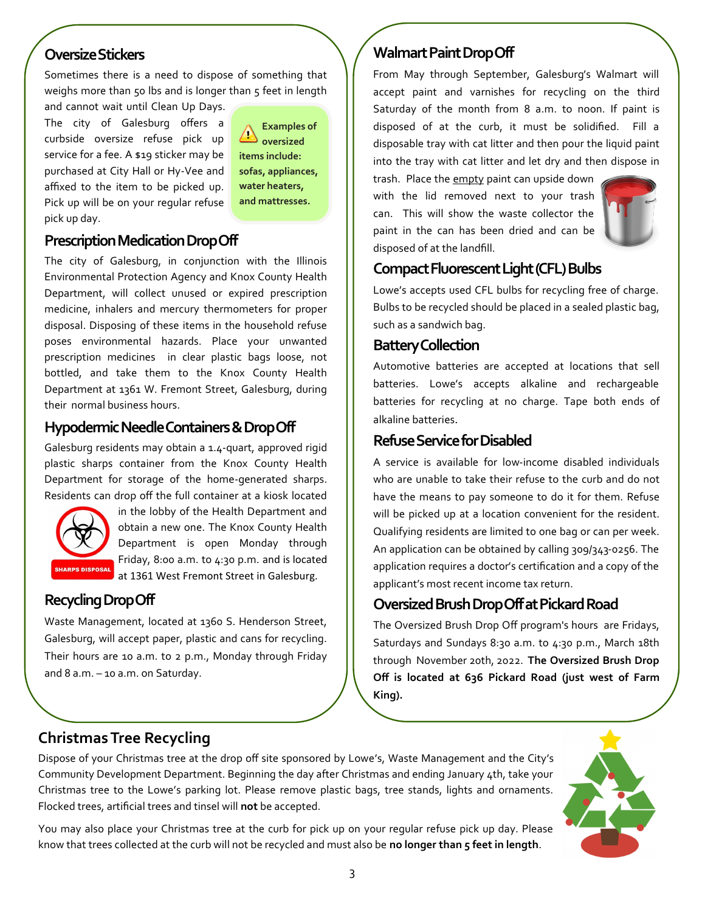## Oversize Stickers

Sometimes there is a need to dispose of something that weighs more than 50 lbs and is longer than 5 feet in length and cannot wait until Clean Up Days. The city of Galesburg offers a curbside oversize refuse pick up service for a fee. A $19 sticker may be purchased at City Hall or Hy-Vee and affixed to the item to be picked up. Pick up will be on your regular refuse pick up day.

**Examples of oversized items include: sofas, appliances, water heaters, and mattresses.**

## Prescription Medication Drop Off

The city of Galesburg, in conjunction with the Illinois Environmental Protection Agency and Knox County Health Department, will collect unused or expired prescription medicine, inhalers and mercury thermometers for proper disposal. Disposing of these items in the household refuse poses environmental hazards. Place your unwanted prescription medicines in clear plastic bags loose, not bottled, and take them to the Knox County Health Department at 1361 W. Fremont Street, Galesburg, during their normal business hours.

## Hypodermic Needle Containers & Drop Off

Galesburg residents may obtain a 1.4-quart, approved rigid plastic sharps container from the Knox County Health Department for storage of the home-generated sharps. Residents can drop off the full container at a kiosk located in the lobby of the Health Department and obtain a new one. The Knox County Health Department is open Monday through Friday, 8:00 a.m. to 4:30 p.m. and is located at 1361 West Fremont Street in Galesburg.

## Recycling Drop Off

Waste Management, located at 1360 S. Henderson Street, Galesburg, will accept paper, plastic and cans for recycling. Their hours are 10 a.m. to 2 p.m., Monday through Friday and 8 a.m. – 10 a.m. on Saturday.

## Walmart Paint Drop Off

From May through September, Galesburg's Walmart will accept paint and varnishes for recycling on the third Saturday of the month from 8 a.m. to noon. If paint is disposed of at the curb, it must be solidified. Fill a disposable tray with cat litter and then pour the liquid paint into the tray with cat litter and let dry and then dispose in trash. Place the empty paint can upside down with the lid removed next to your trash can. This will show the waste collector the paint in the can has been dried and can be disposed of at the landfill.

## Compact Fluorescent Light (CFL) Bulbs

Lowe's accepts used CFL bulbs for recycling free of charge. Bulbs to be recycled should be placed in a sealed plastic bag, such as a sandwich bag.

## Battery Collection

Automotive batteries are accepted at locations that sell batteries. Lowe's accepts alkaline and rechargeable batteries for recycling at no charge. Tape both ends of alkaline batteries.

## Refuse Service for Disabled

A service is available for low-income disabled individuals who are unable to take their refuse to the curb and do not have the means to pay someone to do it for them. Refuse will be picked up at a location convenient for the resident. Qualifying residents are limited to one bag or can per week. An application can be obtained by calling 309/343-0256. The application requires a doctor's certification and a copy of the applicant's most recent income tax return.

## Oversized Brush Drop Off at Pickard Road

The Oversized Brush Drop Off program's hours are Fridays, Saturdays and Sundays 8:30 a.m. to 4:30 p.m., March 18th through November 20th, 2022. **The Oversized Brush Drop Off is located at 636 Pickard Road (just west of Farm King).**

## Christmas Tree Recycling

Dispose of your Christmas tree at the drop off site sponsored by Lowe's, Waste Management and the City's Community Development Department. Beginning the day after Christmas and ending January 4th, take your Christmas tree to the Lowe's parking lot. Please remove plastic bags, tree stands, lights and ornaments. Flocked trees, artificial trees and tinsel will **not** be accepted.

You may also place your Christmas tree at the curb for pick up on your regular refuse pick up day. Please know that trees collected at the curb will not be recycled and must also be **no longer than 5 feet in length**.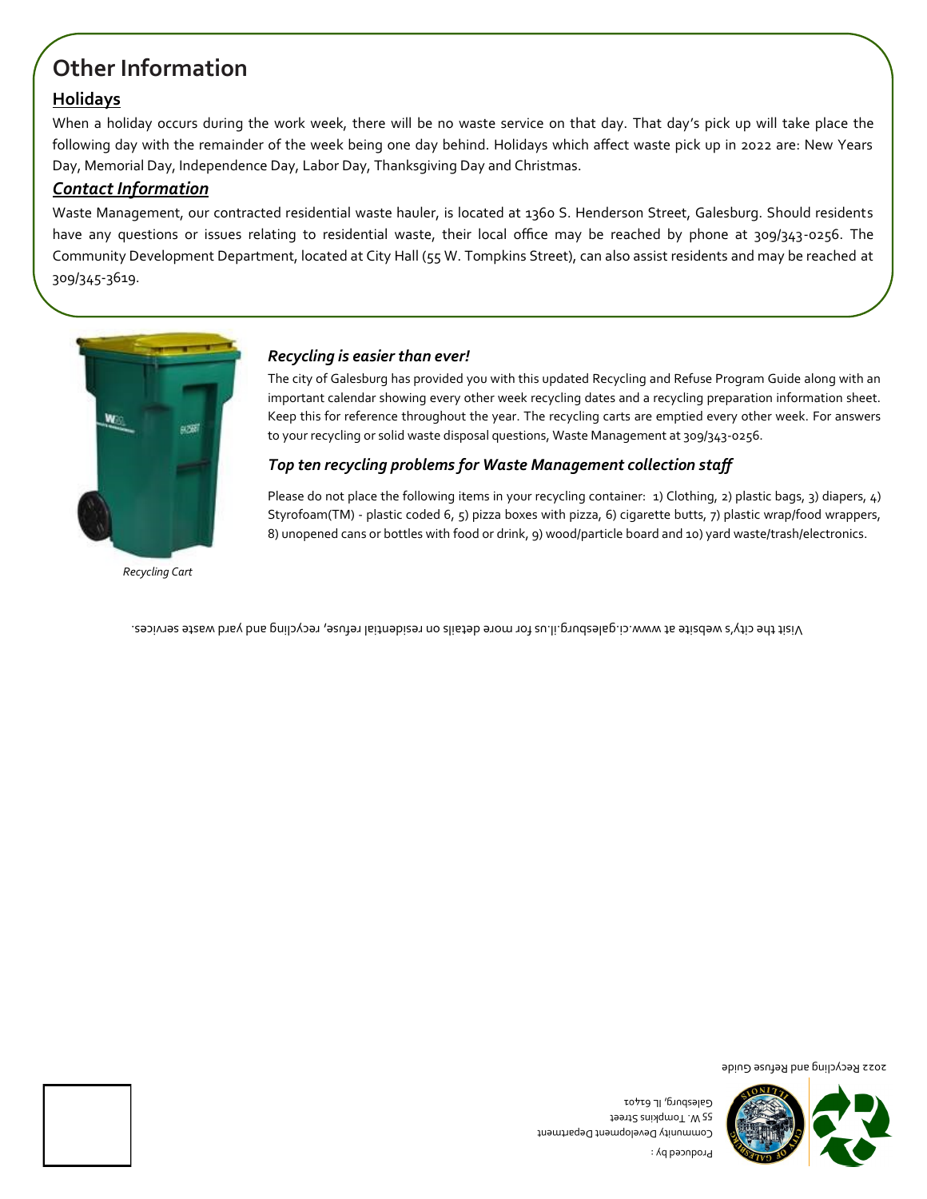## Other Information

### Holidays

When a holiday occurs during the work week, there will be no waste service on that day. That day's pick up will take place the following day with the remainder of the week being one day behind. Holidays which affect waste pick up in 2022 are: New Years Day, Memorial Day, Independence Day, Labor Day, Thanksgiving Day and Christmas.

### *Contact Information*

Waste Management, our contracted residential waste hauler, is located at 1360 S. Henderson Street, Galesburg. Should residents have any questions or issues relating to residential waste, their local office may be reached by phone at 309/343-0256. The Community Development Department, located at City Hall (55 W. Tompkins Street), can also assist residents and may be reached at 309/345-3619.

*Recycling Cart*

### *Recycling is easier than ever!*

The city of Galesburg has provided you with this updated Recycling and Refuse Program Guide along with an important calendar showing every other week recycling dates and a recycling preparation information sheet. Keep this for reference throughout the year. The recycling carts are emptied every other week. For answers to your recycling or solid waste disposal questions, Waste Management at 309/343-0256.

### *Top ten recycling problems for Waste Management collection staff*

Please do not place the following items in your recycling container: 1) Clothing, 2) plastic bags, 3) diapers, 4) Styrofoam(TM) - plastic coded 6, 5) pizza boxes with pizza, 6) cigarette butts, 7) plastic wrap/food wrappers, 8) unopened cans or bottles with food or drink, 9) wood/particle board and 10) yard waste/trash/electronics.

Visit the city's website at www.ci.galesburg.il.us for more details on residential refuse, recycling and yard waste services.

2022 Recycling and Refuse Guide

Produced by :
Community Development Department
55 W. Tompkins Street
Galesburg, IL 61401